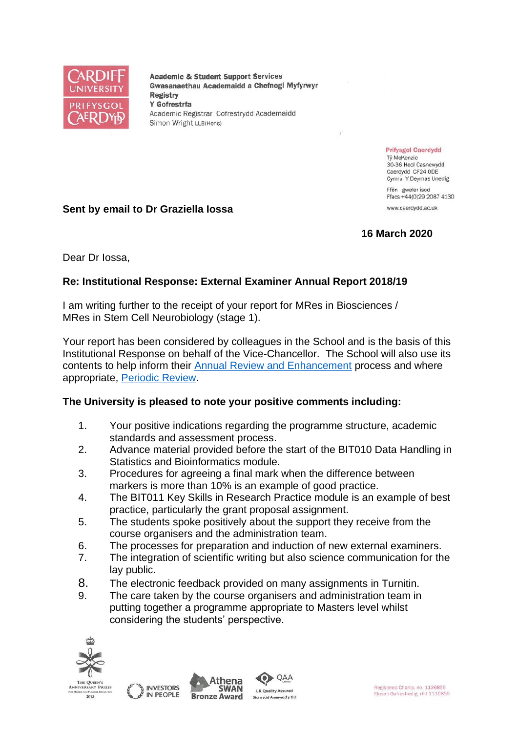CARDIFF UNIVERSITY
PRIFYSGOL CAERDYDD

**Academic & Student Support Services**
**Gwasanaethau Academaidd a Chefnogi Myfyrwyr**
**Registry**
**Y Gofrestrfa**
Academic Registrar Cofrestrydd Academaidd
Simon Wright LLB(Hons)

**Prifysgol Caerdydd**
Tŷ McKenzie
30-36 Heol Casnewydd
Caerdydd CF24 0DE
Cymru Y Deyrnas Unedig

Ffôn gweler isod
Ffacs +44(0)29 2087 4130

www.caerdydd.ac.uk

**Sent by email to Dr Graziella Iossa**

**16 March 2020**

Dear Dr Iossa,

**Re: Institutional Response: External Examiner Annual Report 2018/19**

I am writing further to the receipt of your report for MRes in Biosciences / MRes in Stem Cell Neurobiology (stage 1).

Your report has been considered by colleagues in the School and is the basis of this Institutional Response on behalf of the Vice-Chancellor. The School will also use its contents to help inform their Annual Review and Enhancement process and where appropriate, Periodic Review.

**The University is pleased to note your positive comments including:**

1. Your positive indications regarding the programme structure, academic standards and assessment process.
2. Advance material provided before the start of the BIT010 Data Handling in Statistics and Bioinformatics module.
3. Procedures for agreeing a final mark when the difference between markers is more than 10% is an example of good practice.
4. The BIT011 Key Skills in Research Practice module is an example of best practice, particularly the grant proposal assignment.
5. The students spoke positively about the support they receive from the course organisers and the administration team.
6. The processes for preparation and induction of new external examiners.
7. The integration of scientific writing but also science communication for the lay public.
8. The electronic feedback provided on many assignments in Turnitin.
9. The care taken by the course organisers and administration team in putting together a programme appropriate to Masters level whilst considering the students' perspective.

The Queen's Anniversary Prizes for Higher and Further Education 2013 | Investors in People | Athena SWAN Bronze Award | QAA UK Quality Assured Sicrwydd Ansawdd y DU

Registered Charity, no. 1136855
Elusen Gofrestredig, rhif 1136855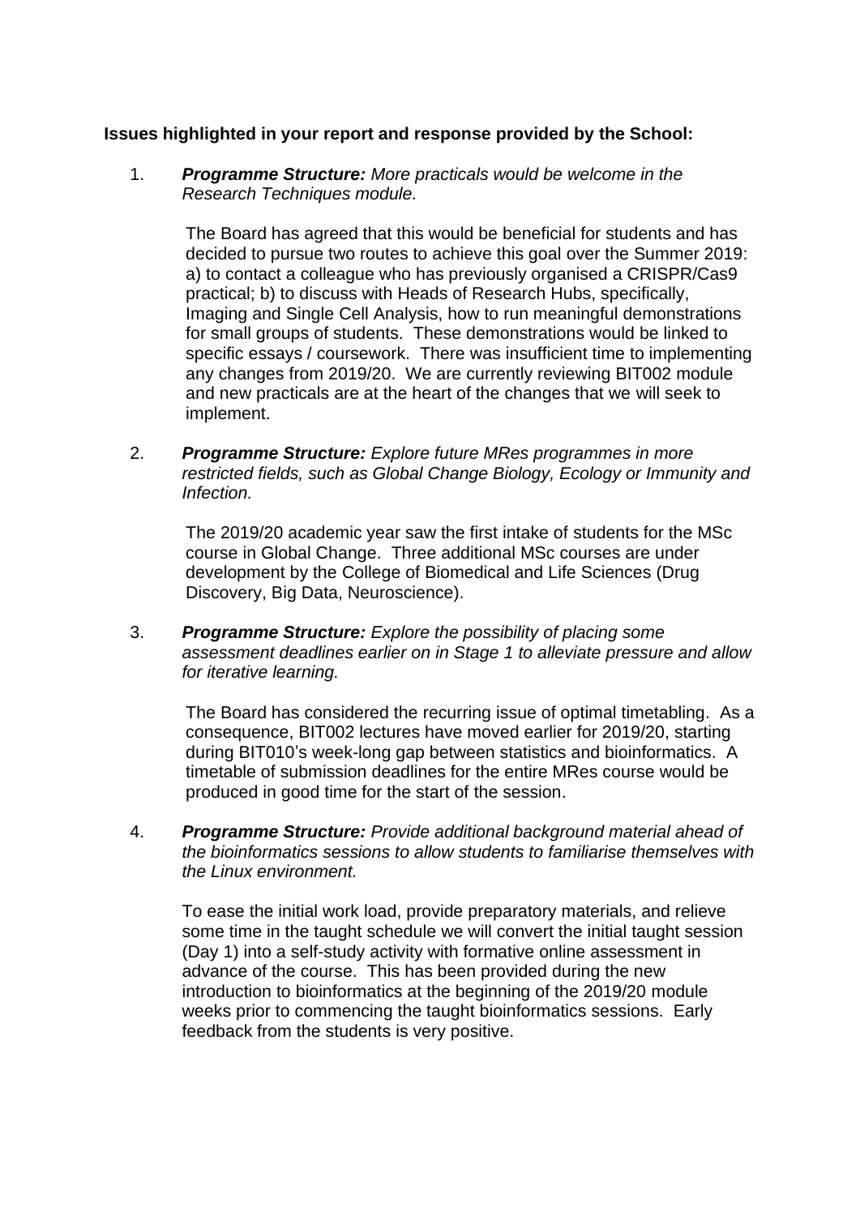**Issues highlighted in your report and response provided by the School:**

1. ***Programme Structure:*** *More practicals would be welcome in the Research Techniques module.*

   The Board has agreed that this would be beneficial for students and has decided to pursue two routes to achieve this goal over the Summer 2019: a) to contact a colleague who has previously organised a CRISPR/Cas9 practical; b) to discuss with Heads of Research Hubs, specifically, Imaging and Single Cell Analysis, how to run meaningful demonstrations for small groups of students. These demonstrations would be linked to specific essays / coursework. There was insufficient time to implementing any changes from 2019/20. We are currently reviewing BIT002 module and new practicals are at the heart of the changes that we will seek to implement.

2. ***Programme Structure:*** *Explore future MRes programmes in more restricted fields, such as Global Change Biology, Ecology or Immunity and Infection.*

   The 2019/20 academic year saw the first intake of students for the MSc course in Global Change. Three additional MSc courses are under development by the College of Biomedical and Life Sciences (Drug Discovery, Big Data, Neuroscience).

3. ***Programme Structure:*** *Explore the possibility of placing some assessment deadlines earlier on in Stage 1 to alleviate pressure and allow for iterative learning.*

   The Board has considered the recurring issue of optimal timetabling. As a consequence, BIT002 lectures have moved earlier for 2019/20, starting during BIT010's week-long gap between statistics and bioinformatics. A timetable of submission deadlines for the entire MRes course would be produced in good time for the start of the session.

4. ***Programme Structure:*** *Provide additional background material ahead of the bioinformatics sessions to allow students to familiarise themselves with the Linux environment.*

   To ease the initial work load, provide preparatory materials, and relieve some time in the taught schedule we will convert the initial taught session (Day 1) into a self-study activity with formative online assessment in advance of the course. This has been provided during the new introduction to bioinformatics at the beginning of the 2019/20 module weeks prior to commencing the taught bioinformatics sessions. Early feedback from the students is very positive.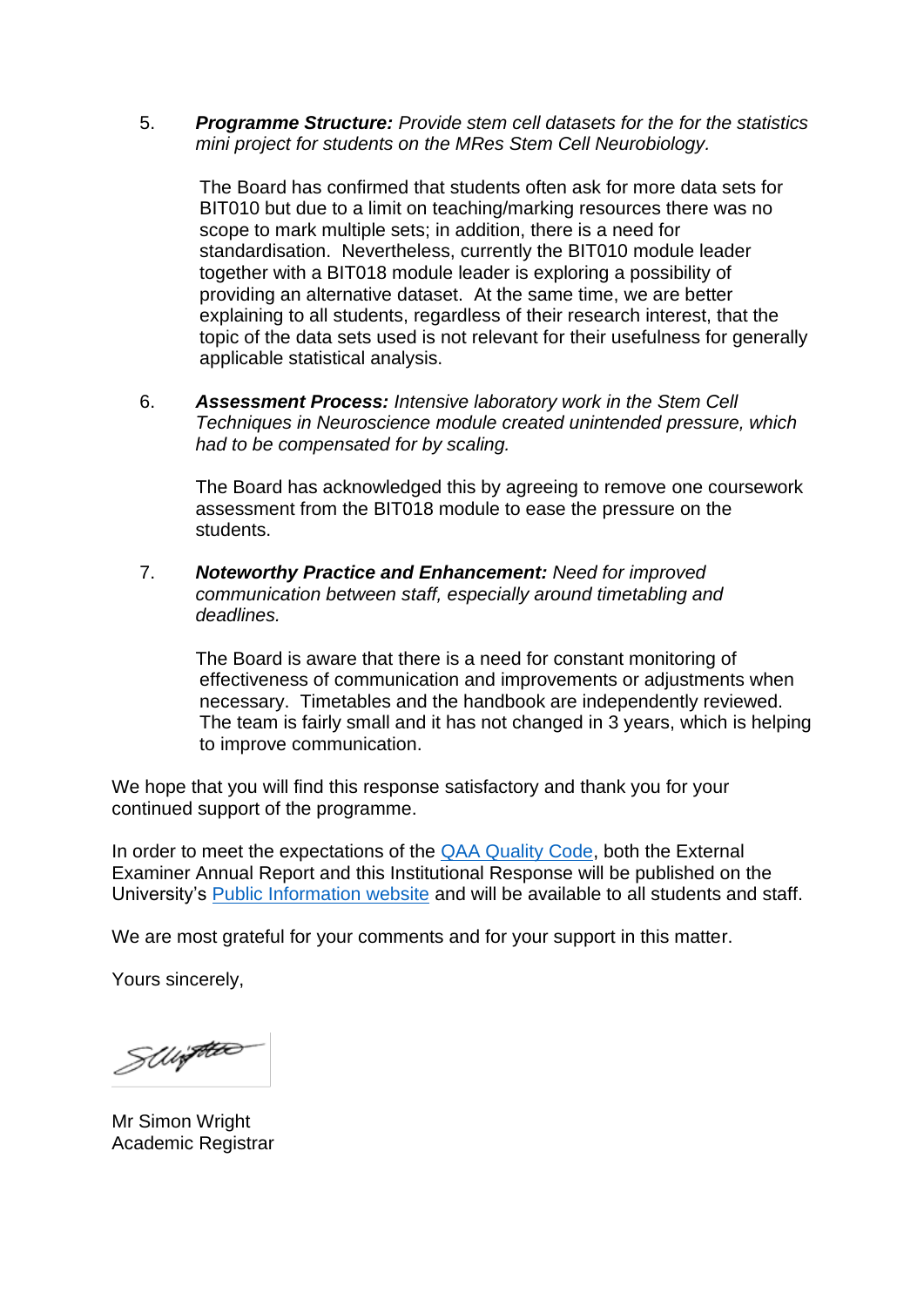5. ***Programme Structure:*** *Provide stem cell datasets for the for the statistics mini project for students on the MRes Stem Cell Neurobiology.*

   The Board has confirmed that students often ask for more data sets for BIT010 but due to a limit on teaching/marking resources there was no scope to mark multiple sets; in addition, there is a need for standardisation. Nevertheless, currently the BIT010 module leader together with a BIT018 module leader is exploring a possibility of providing an alternative dataset. At the same time, we are better explaining to all students, regardless of their research interest, that the topic of the data sets used is not relevant for their usefulness for generally applicable statistical analysis.

6. ***Assessment Process:*** *Intensive laboratory work in the Stem Cell Techniques in Neuroscience module created unintended pressure, which had to be compensated for by scaling.*

   The Board has acknowledged this by agreeing to remove one coursework assessment from the BIT018 module to ease the pressure on the students.

7. ***Noteworthy Practice and Enhancement:*** *Need for improved communication between staff, especially around timetabling and deadlines.*

   The Board is aware that there is a need for constant monitoring of effectiveness of communication and improvements or adjustments when necessary. Timetables and the handbook are independently reviewed. The team is fairly small and it has not changed in 3 years, which is helping to improve communication.

We hope that you will find this response satisfactory and thank you for your continued support of the programme.

In order to meet the expectations of the QAA Quality Code, both the External Examiner Annual Report and this Institutional Response will be published on the University's Public Information website and will be available to all students and staff.

We are most grateful for your comments and for your support in this matter.

Yours sincerely,

Mr Simon Wright
Academic Registrar